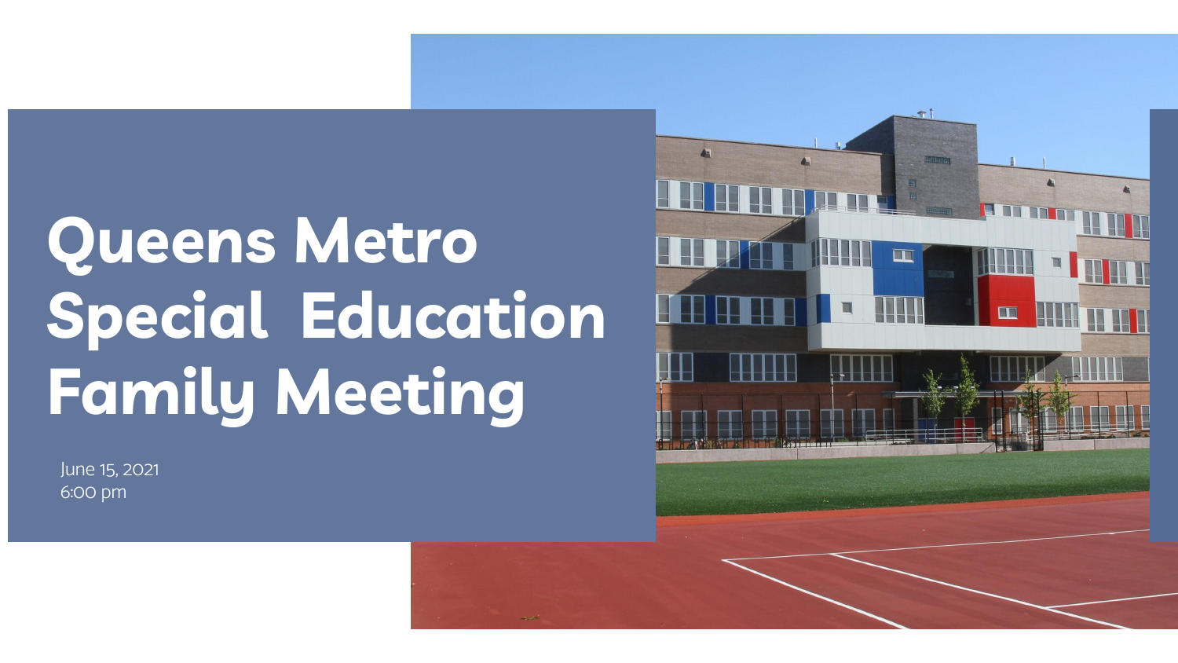# Queens Metro Special Education Family Meeting

June 15, 2021
6:00 pm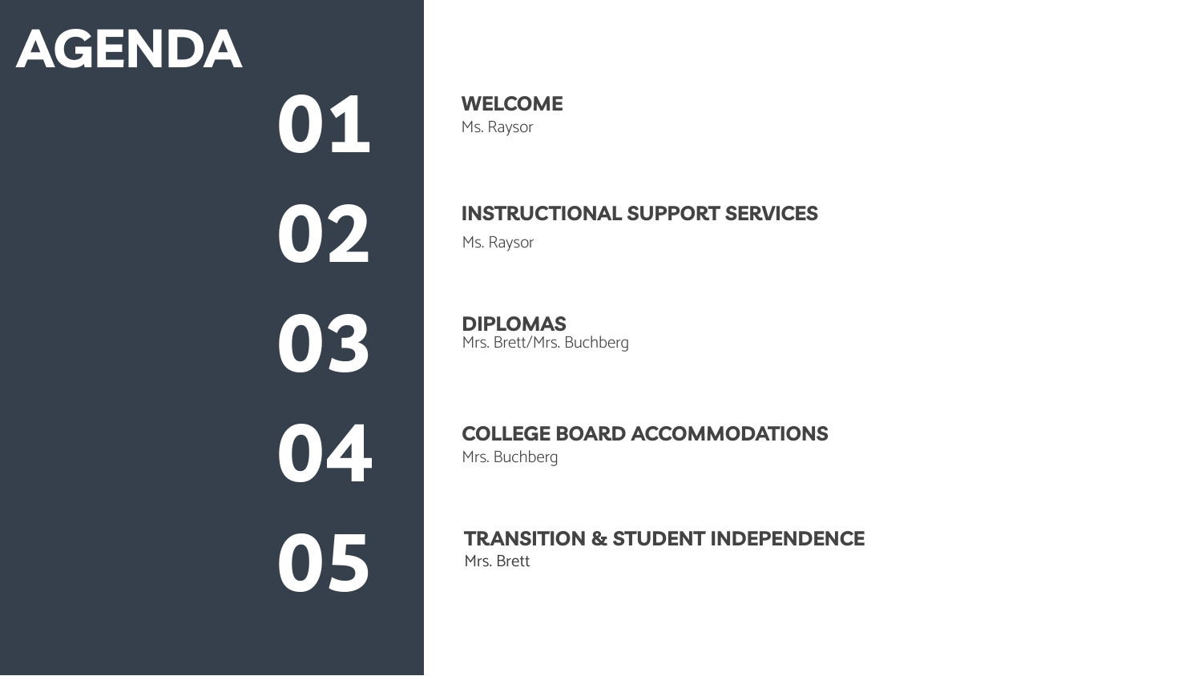# AGENDA

**01** **WELCOME**
Ms. Raysor

**02** **INSTRUCTIONAL SUPPORT SERVICES**
Ms. Raysor

**03** **DIPLOMAS**
Mrs. Brett/Mrs. Buchberg

**04** **COLLEGE BOARD ACCOMMODATIONS**
Mrs. Buchberg

**05** **TRANSITION & STUDENT INDEPENDENCE**
Mrs. Brett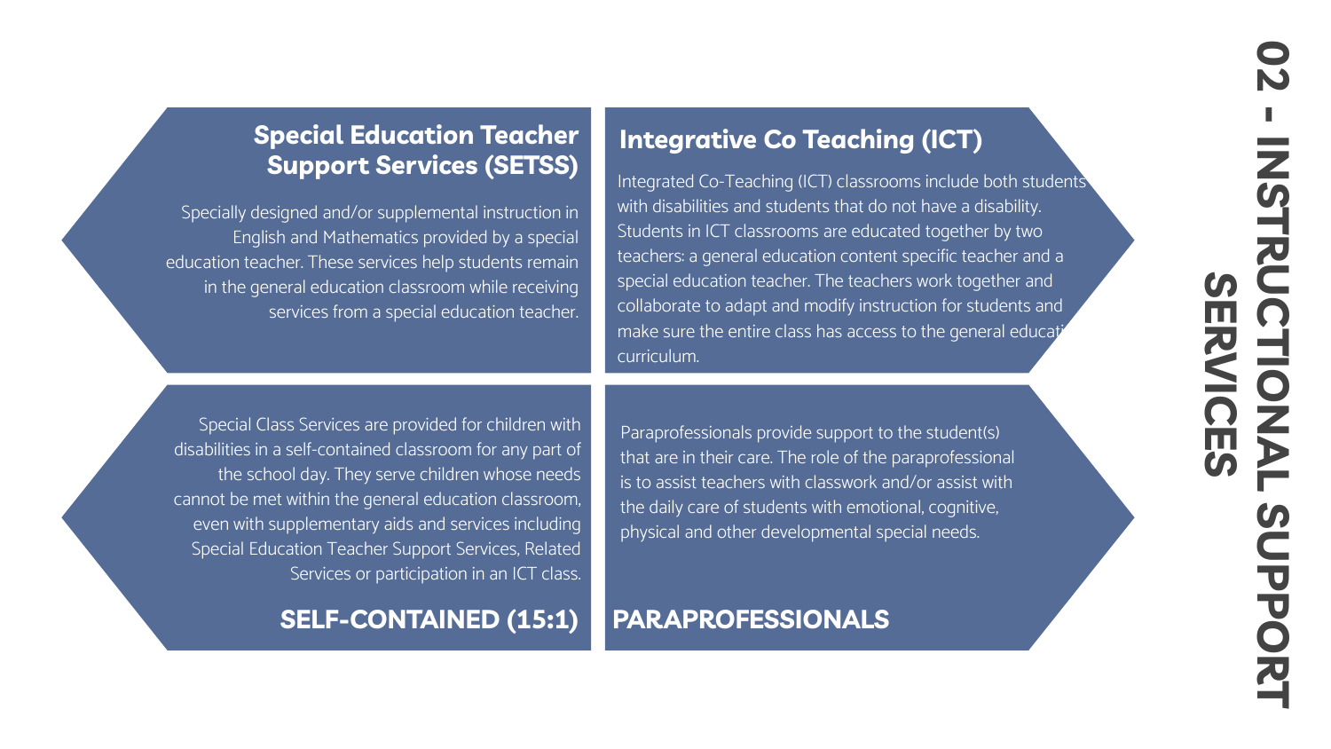# 02 - INSTRUCTIONAL SUPPORT SERVICES

## Special Education Teacher Support Services (SETSS)

Specially designed and/or supplemental instruction in English and Mathematics provided by a special education teacher. These services help students remain in the general education classroom while receiving services from a special education teacher.

## Integrative Co Teaching (ICT)

Integrated Co-Teaching (ICT) classrooms include both students with disabilities and students that do not have a disability. Students in ICT classrooms are educated together by two teachers: a general education content specific teacher and a special education teacher. The teachers work together and collaborate to adapt and modify instruction for students and make sure the entire class has access to the general education curriculum.

## SELF-CONTAINED (15:1)

Special Class Services are provided for children with disabilities in a self-contained classroom for any part of the school day. They serve children whose needs cannot be met within the general education classroom, even with supplementary aids and services including Special Education Teacher Support Services, Related Services or participation in an ICT class.

## PARAPROFESSIONALS

Paraprofessionals provide support to the student(s) that are in their care. The role of the paraprofessional is to assist teachers with classwork and/or assist with the daily care of students with emotional, cognitive, physical and other developmental special needs.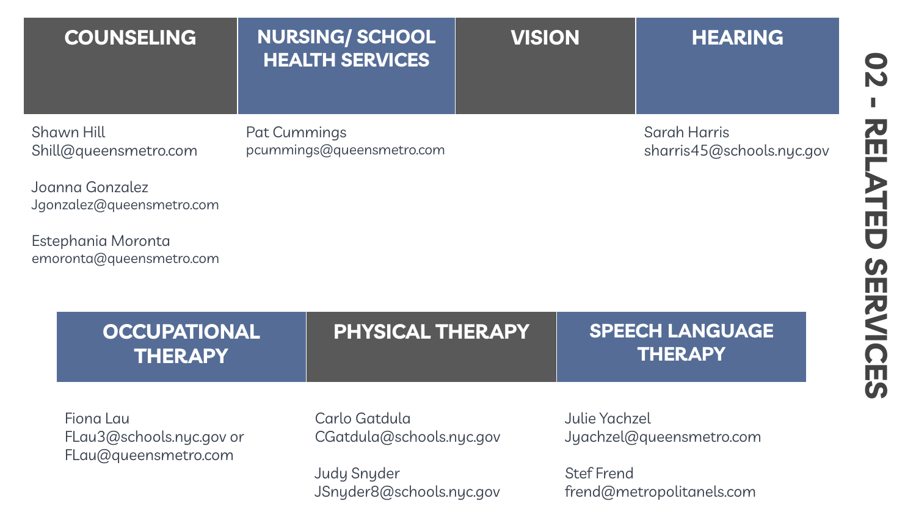# 02 - RELATED SERVICES

## COUNSELING

Shawn Hill
Shill@queensmetro.com

Joanna Gonzalez
Jgonzalez@queensmetro.com

Estephania Moronta
emoronta@queensmetro.com

## NURSING/ SCHOOL HEALTH SERVICES

Pat Cummings
pcummings@queensmetro.com

## VISION

## HEARING

Sarah Harris
sharris45@schools.nyc.gov

## OCCUPATIONAL THERAPY

Fiona Lau
FLau3@schools.nyc.gov or
FLau@queensmetro.com

## PHYSICAL THERAPY

Carlo Gatdula
CGatdula@schools.nyc.gov

Judy Snyder
JSnyder8@schools.nyc.gov

## SPEECH LANGUAGE THERAPY

Julie Yachzel
Jyachzel@queensmetro.com

Stef Frend
frend@metropolitanels.com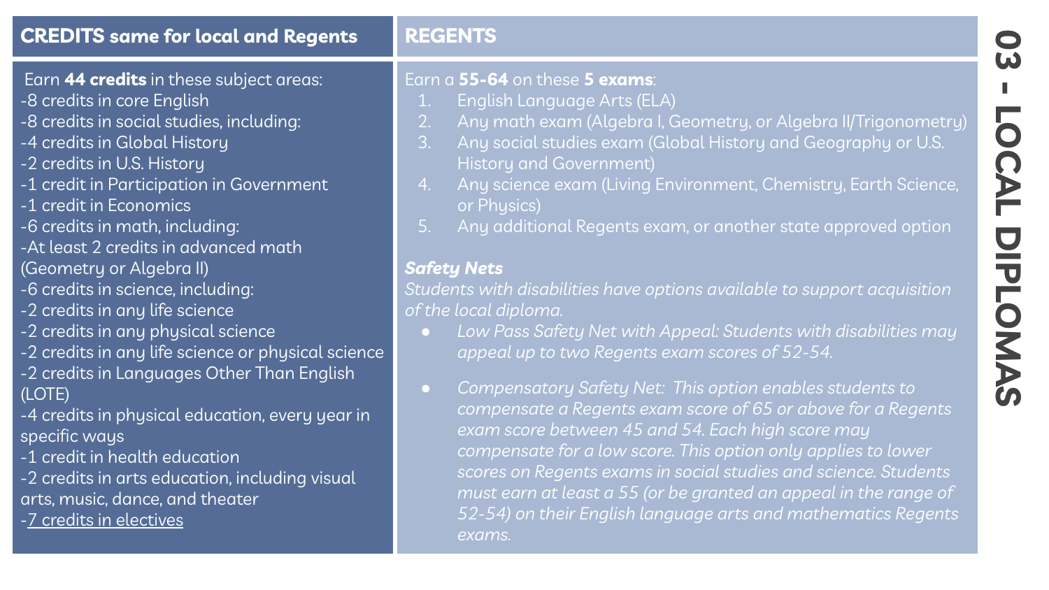# 03 - LOCAL DIPLOMAS

## CREDITS same for local and Regents

Earn **44 credits** in these subject areas:

- 8 credits in core English
- 8 credits in social studies, including:
- 4 credits in Global History
- 2 credits in U.S. History
- 1 credit in Participation in Government
- 1 credit in Economics
- 6 credits in math, including:
- At least 2 credits in advanced math (Geometry or Algebra II)
- 6 credits in science, including:
- 2 credits in any life science
- 2 credits in any physical science
- 2 credits in any life science or physical science
- 2 credits in Languages Other Than English (LOTE)
- 4 credits in physical education, every year in specific ways
- 1 credit in health education
- 2 credits in arts education, including visual arts, music, dance, and theater
- 7 credits in electives

## REGENTS

Earn a **55-64** on these **5 exams**:

1. English Language Arts (ELA)
2. Any math exam (Algebra I, Geometry, or Algebra II/Trigonometry)
3. Any social studies exam (Global History and Geography or U.S. History and Government)
4. Any science exam (Living Environment, Chemistry, Earth Science, or Physics)
5. Any additional Regents exam, or another state approved option

### *Safety Nets*

*Students with disabilities have options available to support acquisition of the local diploma.*

- *Low Pass Safety Net with Appeal: Students with disabilities may appeal up to two Regents exam scores of 52-54.*
- *Compensatory Safety Net: This option enables students to compensate a Regents exam score of 65 or above for a Regents exam score between 45 and 54. Each high score may compensate for a low score. This option only applies to lower scores on Regents exams in social studies and science. Students must earn at least a 55 (or be granted an appeal in the range of 52-54) on their English language arts and mathematics Regents exams.*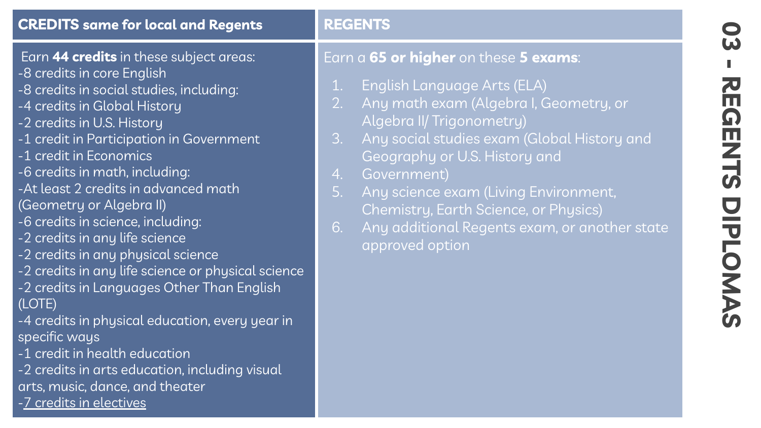# 03 - REGENTS DIPLOMAS

## CREDITS same for local and Regents

Earn **44 credits** in these subject areas:

-8 credits in core English
-8 credits in social studies, including:
-4 credits in Global History
-2 credits in U.S. History
-1 credit in Participation in Government
-1 credit in Economics
-6 credits in math, including:
-At least 2 credits in advanced math (Geometry or Algebra II)
-6 credits in science, including:
-2 credits in any life science
-2 credits in any physical science
-2 credits in any life science or physical science
-2 credits in Languages Other Than English (LOTE)
-4 credits in physical education, every year in specific ways
-1 credit in health education
-2 credits in arts education, including visual arts, music, dance, and theater
-7 credits in electives

## REGENTS

Earn a **65 or higher** on these **5 exams**:

1. English Language Arts (ELA)
2. Any math exam (Algebra I, Geometry, or Algebra II/ Trigonometry)
3. Any social studies exam (Global History and Geography or U.S. History and
4. Government)
5. Any science exam (Living Environment, Chemistry, Earth Science, or Physics)
6. Any additional Regents exam, or another state approved option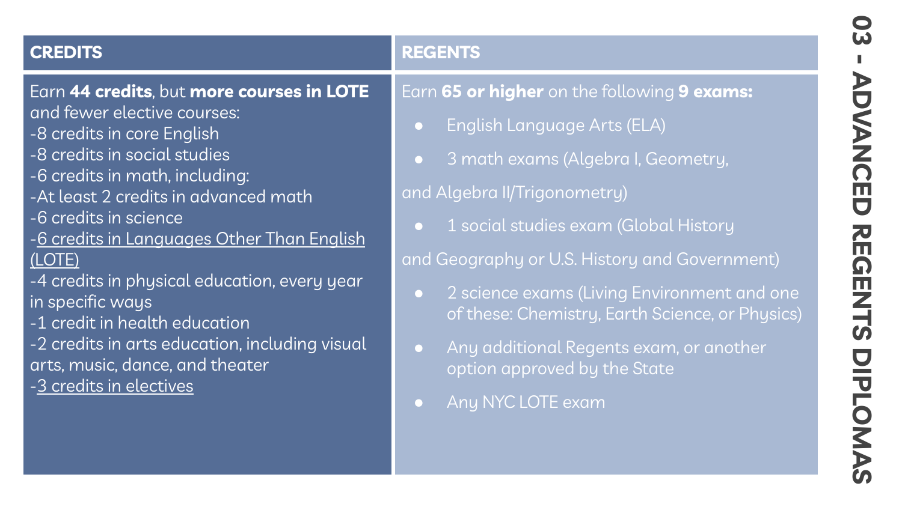# 03 - ADVANCED REGENTS DIPLOMAS

## CREDITS

Earn **44 credits**, but **more courses in LOTE** and fewer elective courses:

- 8 credits in core English
- 8 credits in social studies
- 6 credits in math, including:
- At least 2 credits in advanced math
- 6 credits in science
- 6 credits in Languages Other Than English (LOTE)
- 4 credits in physical education, every year in specific ways
- 1 credit in health education
- 2 credits in arts education, including visual arts, music, dance, and theater
- 3 credits in electives

## REGENTS

Earn **65 or higher** on the following **9 exams:**

- English Language Arts (ELA)
- 3 math exams (Algebra I, Geometry, and Algebra II/Trigonometry)
- 1 social studies exam (Global History and Geography or U.S. History and Government)
- 2 science exams (Living Environment and one of these: Chemistry, Earth Science, or Physics)
- Any additional Regents exam, or another option approved by the State
- Any NYC LOTE exam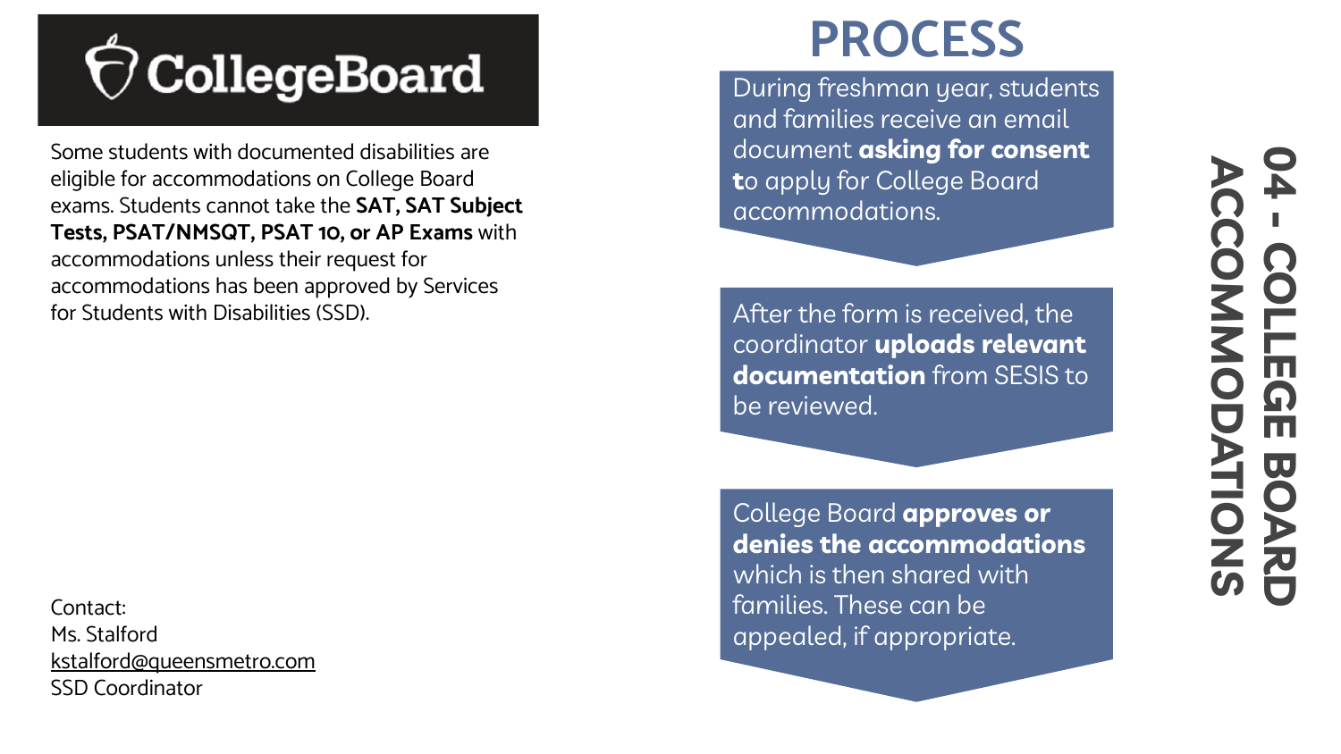# 04 - COLLEGE BOARD ACCOMMODATIONS

**CollegeBoard**

Some students with documented disabilities are eligible for accommodations on College Board exams. Students cannot take the **SAT, SAT Subject Tests, PSAT/NMSQT, PSAT 10, or AP Exams** with accommodations unless their request for accommodations has been approved by Services for Students with Disabilities (SSD).

## PROCESS

During freshman year, students and families receive an email document **asking for consent to** apply for College Board accommodations.

After the form is received, the coordinator **uploads relevant documentation** from SESIS to be reviewed.

College Board **approves or denies the accommodations** which is then shared with families. These can be appealed, if appropriate.

Contact:
Ms. Stalford
kstalford@queensmetro.com
SSD Coordinator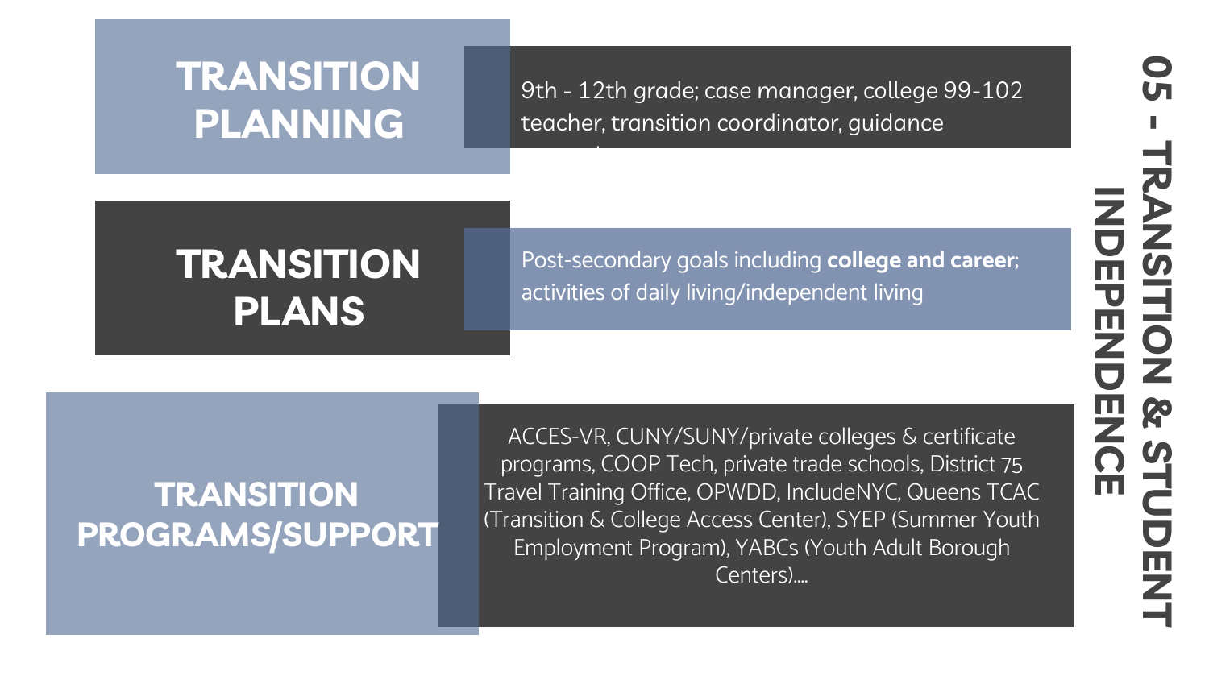# 05 - TRANSITION & STUDENT INDEPENDENCE

## TRANSITION PLANNING

9th - 12th grade; case manager, college 99-102 teacher, transition coordinator, guidance

## TRANSITION PLANS

Post-secondary goals including **college and career**; activities of daily living/independent living

## TRANSITION PROGRAMS/SUPPORT

ACCES-VR, CUNY/SUNY/private colleges & certificate programs, COOP Tech, private trade schools, District 75 Travel Training Office, OPWDD, IncludeNYC, Queens TCAC (Transition & College Access Center), SYEP (Summer Youth Employment Program), YABCs (Youth Adult Borough Centers)....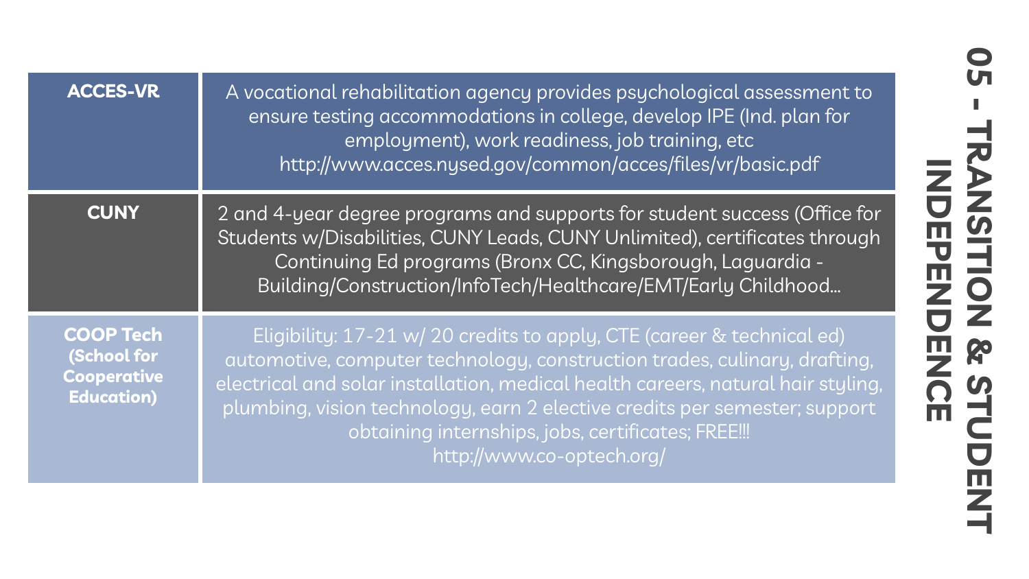# 05 - TRANSITION & STUDENT INDEPENDENCE

| | |
|---|---|
| **ACCES-VR** | A vocational rehabilitation agency provides psychological assessment to ensure testing accommodations in college, develop IPE (Ind. plan for employment), work readiness, job training, etc http://www.acces.nysed.gov/common/acces/files/vr/basic.pdf |
| **CUNY** | 2 and 4-year degree programs and supports for student success (Office for Students w/Disabilities, CUNY Leads, CUNY Unlimited), certificates through Continuing Ed programs (Bronx CC, Kingsborough, Laguardia - Building/Construction/InfoTech/Healthcare/EMT/Early Childhood... |
| **COOP Tech (School for Cooperative Education)** | Eligibility: 17-21 w/ 20 credits to apply, CTE (career & technical ed) automotive, computer technology, construction trades, culinary, drafting, electrical and solar installation, medical health careers, natural hair styling, plumbing, vision technology, earn 2 elective credits per semester; support obtaining internships, jobs, certificates; FREE!!! http://www.co-optech.org/ |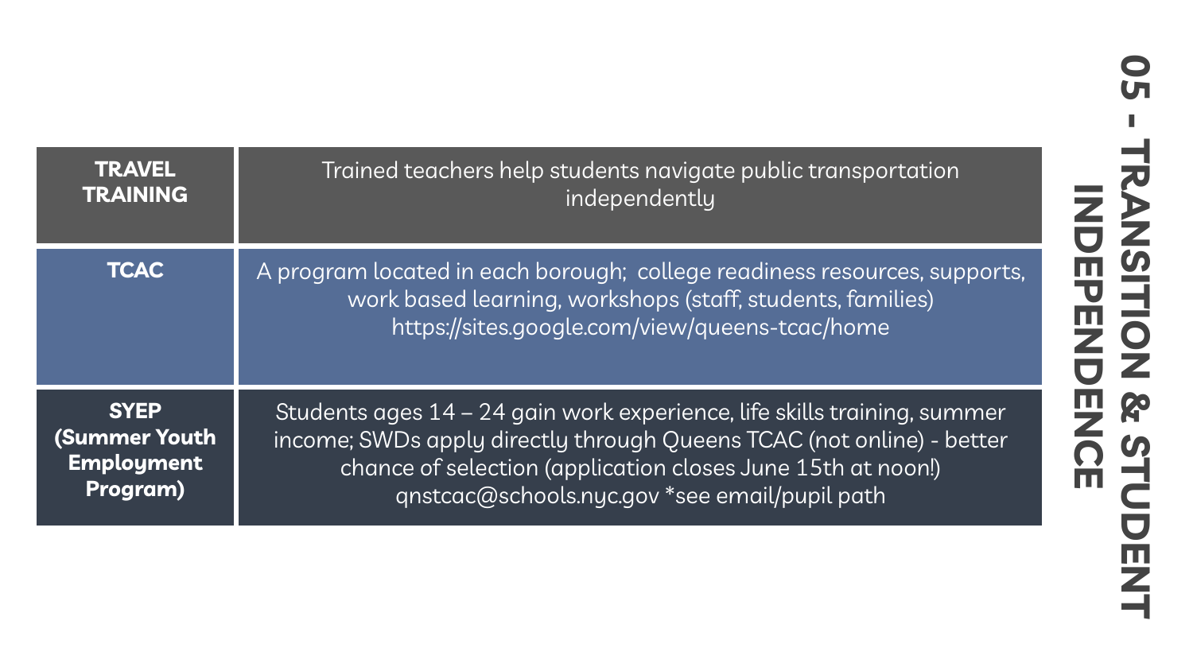## 05 - TRANSITION & STUDENT INDEPENDENCE

| | |
|---|---|
| **TRAVEL TRAINING** | Trained teachers help students navigate public transportation independently |
| **TCAC** | A program located in each borough; college readiness resources, supports, work based learning, workshops (staff, students, families) https://sites.google.com/view/queens-tcac/home |
| **SYEP (Summer Youth Employment Program)** | Students ages 14 – 24 gain work experience, life skills training, summer income; SWDs apply directly through Queens TCAC (not online) - better chance of selection (application closes June 15th at noon!) qnstcac@schools.nyc.gov *see email/pupil path |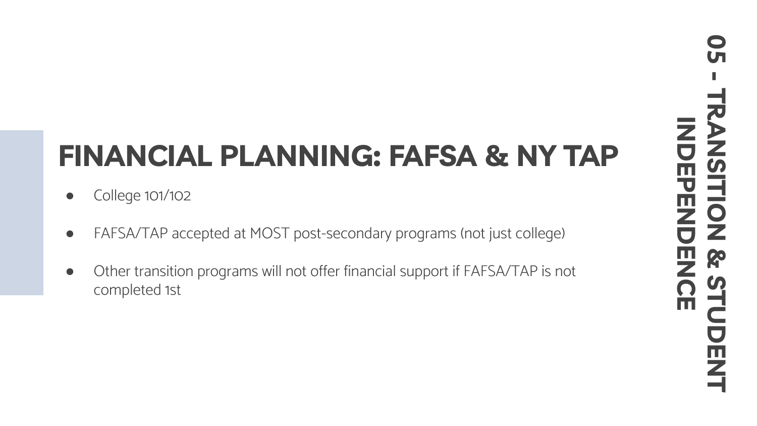# FINANCIAL PLANNING: FAFSA & NY TAP

- College 101/102
- FAFSA/TAP accepted at MOST post-secondary programs (not just college)
- Other transition programs will not offer financial support if FAFSA/TAP is not completed 1st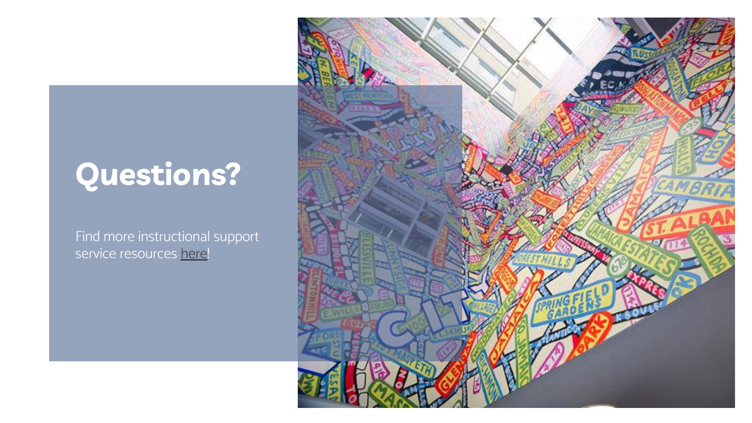# Questions?

Find more instructional support service resources here!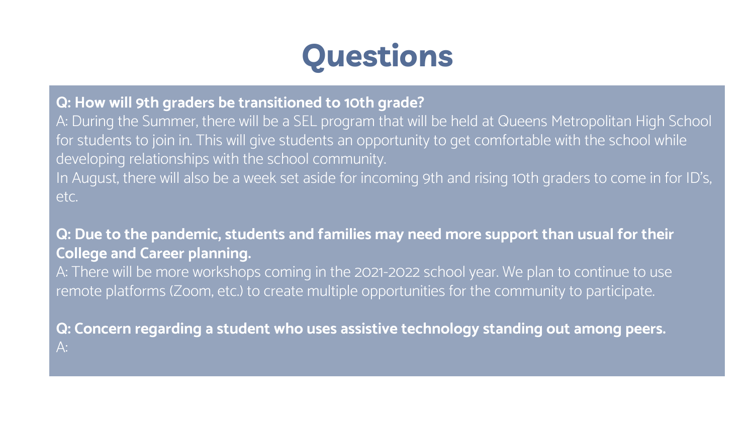# Questions

**Q: How will 9th graders be transitioned to 10th grade?**
A: During the Summer, there will be a SEL program that will be held at Queens Metropolitan High School for students to join in. This will give students an opportunity to get comfortable with the school while developing relationships with the school community.
In August, there will also be a week set aside for incoming 9th and rising 10th graders to come in for ID's, etc.

**Q: Due to the pandemic, students and families may need more support than usual for their College and Career planning.**
A: There will be more workshops coming in the 2021-2022 school year. We plan to continue to use remote platforms (Zoom, etc.) to create multiple opportunities for the community to participate.

**Q: Concern regarding a student who uses assistive technology standing out among peers.**
A: